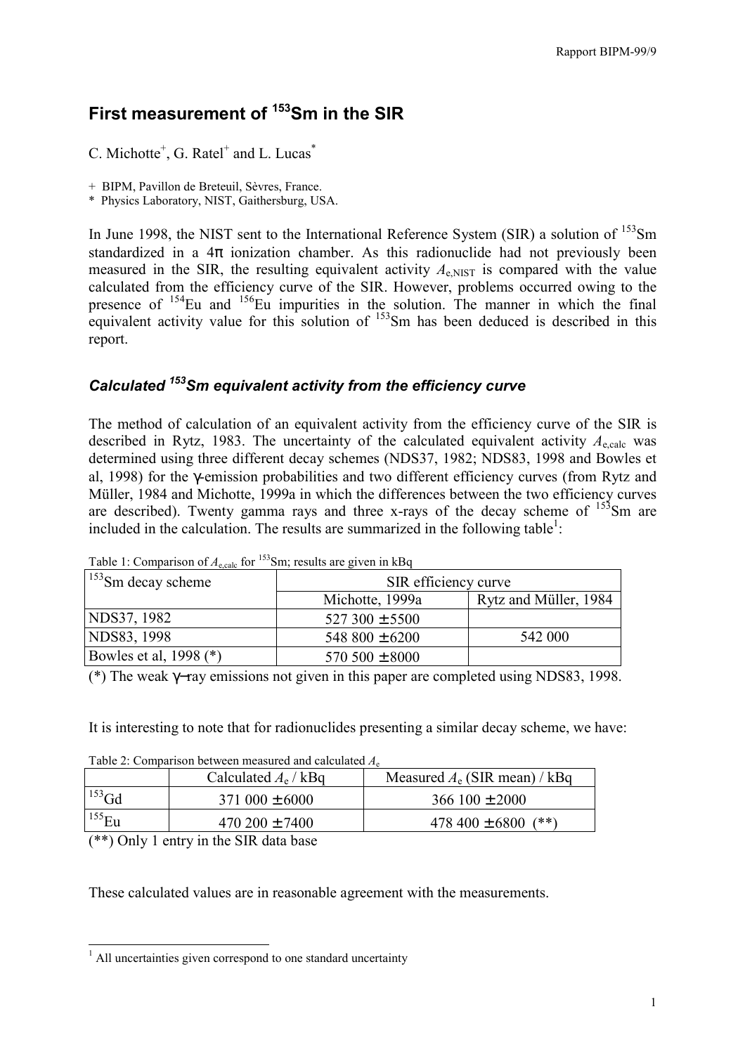# First measurement of $^{153}$Sm in the SIR

C. Michotte[+], G. Ratel[+] and L. Lucas[*]

+ BIPM, Pavillon de Breteuil, Sèvres, France.
* Physics Laboratory, NIST, Gaithersburg, USA.

In June 1998, the NIST sent to the International Reference System (SIR) a solution of $^{153}$Sm standardized in a 4π ionization chamber. As this radionuclide had not previously been measured in the SIR, the resulting equivalent activity $A_{e,NIST}$ is compared with the value calculated from the efficiency curve of the SIR. However, problems occurred owing to the presence of $^{154}$Eu and $^{156}$Eu impurities in the solution. The manner in which the final equivalent activity value for this solution of $^{153}$Sm has been deduced is described in this report.

## *Calculated $^{153}$Sm equivalent activity from the efficiency curve*

The method of calculation of an equivalent activity from the efficiency curve of the SIR is described in Rytz, 1983. The uncertainty of the calculated equivalent activity $A_{e,calc}$ was determined using three different decay schemes (NDS37, 1982; NDS83, 1998 and Bowles et al, 1998) for the γ-emission probabilities and two different efficiency curves (from Rytz and Müller, 1984 and Michotte, 1999a in which the differences between the two efficiency curves are described). Twenty gamma rays and three x-rays of the decay scheme of $^{153}$Sm are included in the calculation. The results are summarized in the following table[1]:

Table 1: Comparison of $A_{e,calc}$ for $^{153}$Sm; results are given in kBq

| $^{153}$Sm decay scheme | SIR efficiency curve | |
|---|---|---|
| | Michotte, 1999a | Rytz and Müller, 1984 |
| NDS37, 1982 | 527 300 ± 5500 | |
| NDS83, 1998 | 548 800 ± 6200 | 542 000 |
| Bowles et al, 1998 (*) | 570 500 ± 8000 | |

(*) The weak γ-ray emissions not given in this paper are completed using NDS83, 1998.

It is interesting to note that for radionuclides presenting a similar decay scheme, we have:

Table 2: Comparison between measured and calculated $A_e$

| | Calculated $A_e$ / kBq | Measured $A_e$ (SIR mean) / kBq |
|---|---|---|
| $^{153}$Gd | 371 000 ± 6000 | 366 100 ± 2000 |
| $^{155}$Eu | 470 200 ± 7400 | 478 400 ± 6800 (**) |

(**) Only 1 entry in the SIR data base

These calculated values are in reasonable agreement with the measurements.

[1] All uncertainties given correspond to one standard uncertainty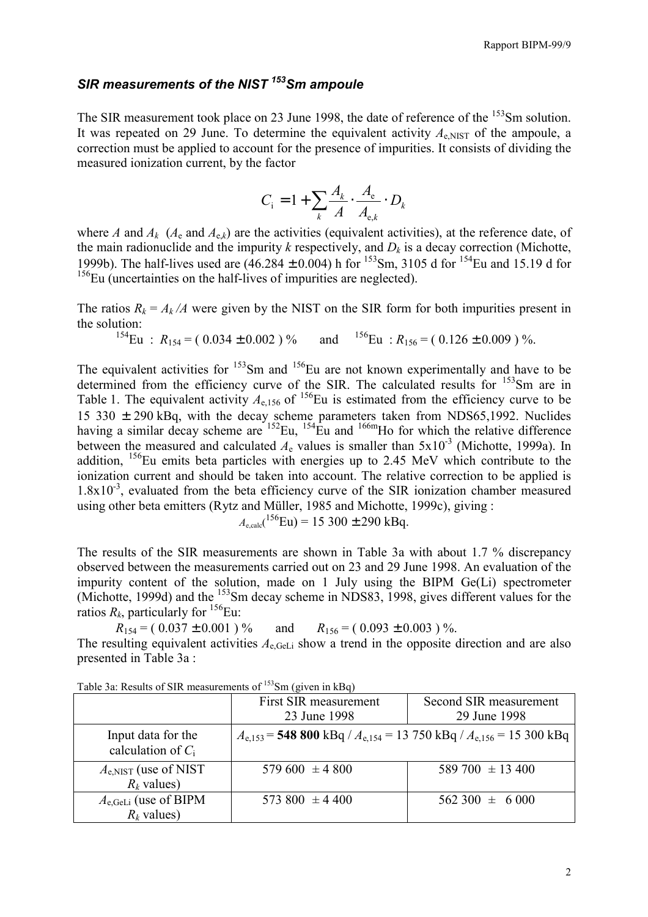## *SIR measurements of the NIST $^{153}$Sm ampoule*

The SIR measurement took place on 23 June 1998, the date of reference of the $^{153}$Sm solution. It was repeated on 29 June. To determine the equivalent activity $A_{e,NIST}$ of the ampoule, a correction must be applied to account for the presence of impurities. It consists of dividing the measured ionization current, by the factor

$$C_i = 1 + \sum_k \frac{A_k}{A} \cdot \frac{A_e}{A_{e,k}} \cdot D_k$$

where $A$ and $A_k$ ($A_e$ and $A_{e,k}$) are the activities (equivalent activities), at the reference date, of the main radionuclide and the impurity $k$ respectively, and $D_k$ is a decay correction (Michotte, 1999b). The half-lives used are (46.284 ± 0.004) h for $^{153}$Sm, 3105 d for $^{154}$Eu and 15.19 d for $^{156}$Eu (uncertainties on the half-lives of impurities are neglected).

The ratios $R_k = A_k / A$ were given by the NIST on the SIR form for both impurities present in the solution:

$^{154}$Eu : $R_{154}$ = ( 0.034 ± 0.002 ) %  and  $^{156}$Eu : $R_{156}$ = ( 0.126 ± 0.009 ) %.

The equivalent activities for $^{153}$Sm and $^{156}$Eu are not known experimentally and have to be determined from the efficiency curve of the SIR. The calculated results for $^{153}$Sm are in Table 1. The equivalent activity $A_{e,156}$ of $^{156}$Eu is estimated from the efficiency curve to be 15 330 ± 290 kBq, with the decay scheme parameters taken from NDS65,1992. Nuclides having a similar decay scheme are $^{152}$Eu, $^{154}$Eu and $^{166m}$Ho for which the relative difference between the measured and calculated $A_e$ values is smaller than $5 \times 10^{-3}$ (Michotte, 1999a). In addition, $^{156}$Eu emits beta particles with energies up to 2.45 MeV which contribute to the ionization current and should be taken into account. The relative correction to be applied is $1.8 \times 10^{-3}$, evaluated from the beta efficiency curve of the SIR ionization chamber measured using other beta emitters (Rytz and Müller, 1985 and Michotte, 1999c), giving :

$A_{e,calc}(^{156}\text{Eu})$ = 15 300 ± 290 kBq.

The results of the SIR measurements are shown in Table 3a with about 1.7 % discrepancy observed between the measurements carried out on 23 and 29 June 1998. An evaluation of the impurity content of the solution, made on 1 July using the BIPM Ge(Li) spectrometer (Michotte, 1999d) and the $^{153}$Sm decay scheme in NDS83, 1998, gives different values for the ratios $R_k$, particularly for $^{156}$Eu:

$R_{154}$ = ( 0.037 ± 0.001 ) %  and  $R_{156}$ = ( 0.093 ± 0.003 ) %.

The resulting equivalent activities $A_{e,GeLi}$ show a trend in the opposite direction and are also presented in Table 3a :

Table 3a: Results of SIR measurements of $^{153}$Sm (given in kBq)

| | First SIR measurement 23 June 1998 | Second SIR measurement 29 June 1998 |
|---|---|---|
| Input data for the calculation of $C_i$ | $A_{e,153}$ = **548 800** kBq / $A_{e,154}$ = 13 750 kBq / $A_{e,156}$ = 15 300 kBq | |
| $A_{e,NIST}$ (use of NIST $R_k$ values) | 579 600 ± 4 800 | 589 700 ± 13 400 |
| $A_{e,GeLi}$ (use of BIPM $R_k$ values) | 573 800 ± 4 400 | 562 300 ± 6 000 |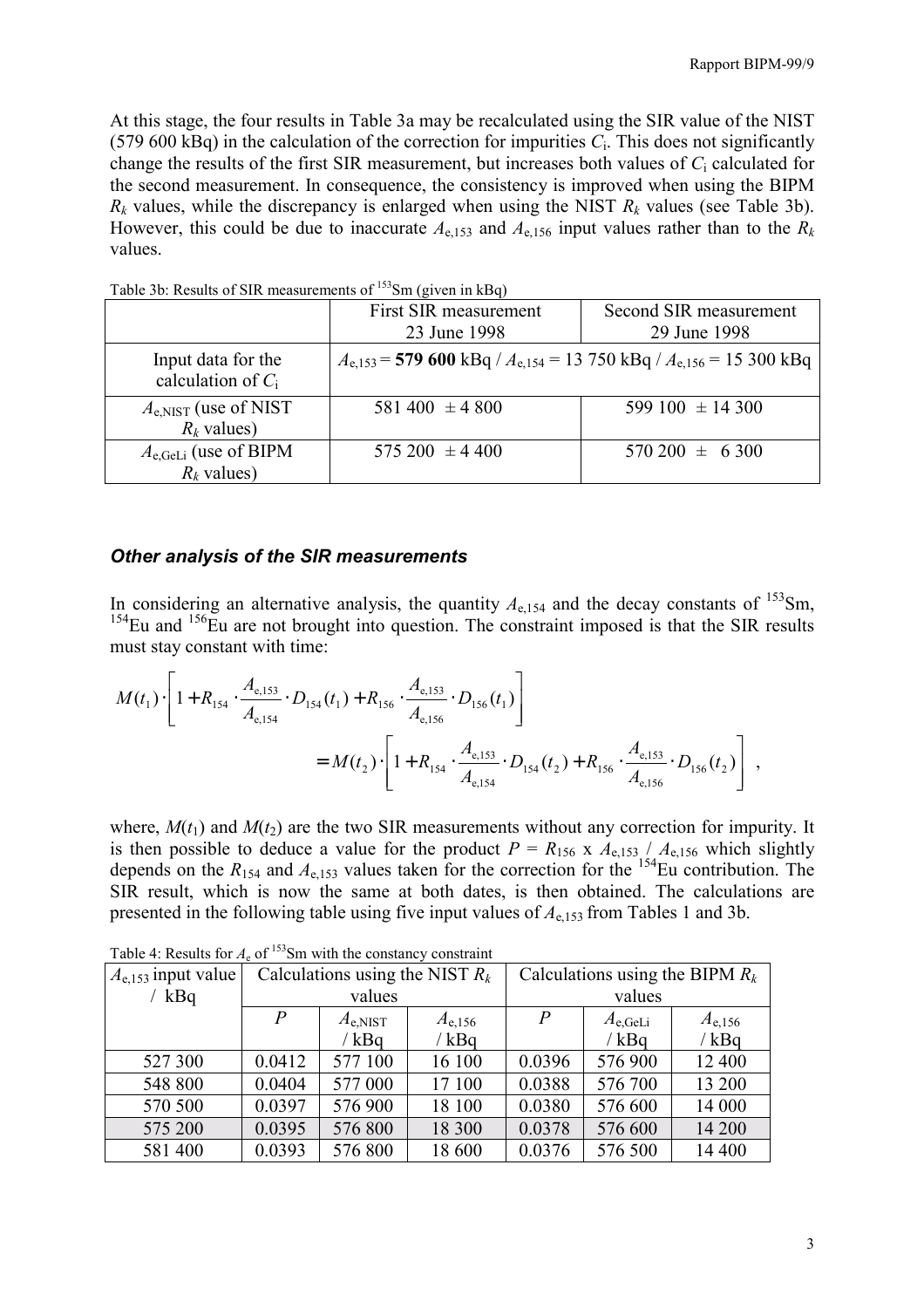At this stage, the four results in Table 3a may be recalculated using the SIR value of the NIST (579 600 kBq) in the calculation of the correction for impurities $C_i$. This does not significantly change the results of the first SIR measurement, but increases both values of $C_i$ calculated for the second measurement. In consequence, the consistency is improved when using the BIPM $R_k$ values, while the discrepancy is enlarged when using the NIST $R_k$ values (see Table 3b). However, this could be due to inaccurate $A_{e,153}$ and $A_{e,156}$ input values rather than to the $R_k$ values.

Table 3b: Results of SIR measurements of $^{153}$Sm (given in kBq)

| | First SIR measurement 23 June 1998 | Second SIR measurement 29 June 1998 |
|---|---|---|
| Input data for the calculation of $C_i$ | $A_{e,153}$ = **579 600** kBq / $A_{e,154}$ = 13 750 kBq / $A_{e,156}$ = 15 300 kBq | |
| $A_{e,NIST}$ (use of NIST $R_k$ values) | 581 400 ± 4 800 | 599 100 ± 14 300 |
| $A_{e,GeLi}$ (use of BIPM $R_k$ values) | 575 200 ± 4 400 | 570 200 ± 6 300 |

### *Other analysis of the SIR measurements*

In considering an alternative analysis, the quantity $A_{e,154}$ and the decay constants of $^{153}$Sm, $^{154}$Eu and $^{156}$Eu are not brought into question. The constraint imposed is that the SIR results must stay constant with time:

$$M(t_1)\cdot\left[1+R_{154}\cdot\frac{A_{e,153}}{A_{e,154}}\cdot D_{154}(t_1)+R_{156}\cdot\frac{A_{e,153}}{A_{e,156}}\cdot D_{156}(t_1)\right] = M(t_2)\cdot\left[1+R_{154}\cdot\frac{A_{e,153}}{A_{e,154}}\cdot D_{154}(t_2)+R_{156}\cdot\frac{A_{e,153}}{A_{e,156}}\cdot D_{156}(t_2)\right] ,$$

where, $M(t_1)$ and $M(t_2)$ are the two SIR measurements without any correction for impurity. It is then possible to deduce a value for the product $P = R_{156} \times A_{e,153} / A_{e,156}$ which slightly depends on the $R_{154}$ and $A_{e,153}$ values taken for the correction for the $^{154}$Eu contribution. The SIR result, which is now the same at both dates, is then obtained. The calculations are presented in the following table using five input values of $A_{e,153}$ from Tables 1 and 3b.

Table 4: Results for $A_e$ of $^{153}$Sm with the constancy constraint

| $A_{e,153}$ input value / kBq | Calculations using the NIST $R_k$ values | | | Calculations using the BIPM $R_k$ values | | |
|---|---|---|---|---|---|---|
| | $P$ | $A_{e,NIST}$ / kBq | $A_{e,156}$ / kBq | $P$ | $A_{e,GeLi}$ / kBq | $A_{e,156}$ / kBq |
| 527 300 | 0.0412 | 577 100 | 16 100 | 0.0396 | 576 900 | 12 400 |
| 548 800 | 0.0404 | 577 000 | 17 100 | 0.0388 | 576 700 | 13 200 |
| 570 500 | 0.0397 | 576 900 | 18 100 | 0.0380 | 576 600 | 14 000 |
| 575 200 | 0.0395 | 576 800 | 18 300 | 0.0378 | 576 600 | 14 200 |
| 581 400 | 0.0393 | 576 800 | 18 600 | 0.0376 | 576 500 | 14 400 |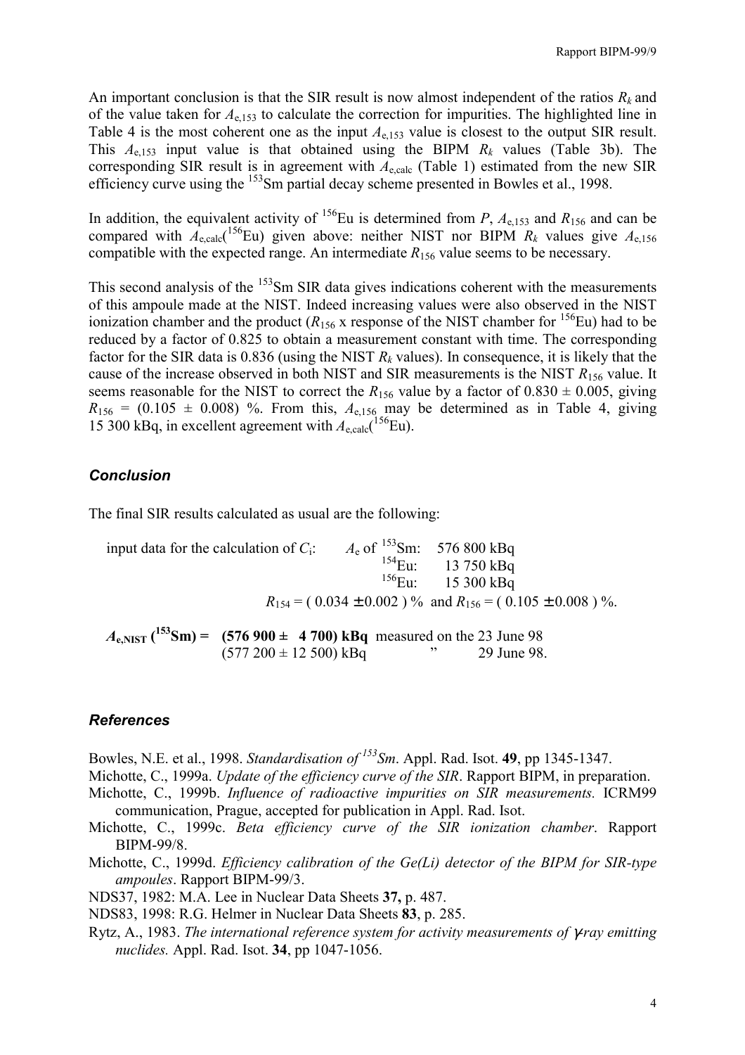An important conclusion is that the SIR result is now almost independent of the ratios $R_k$ and of the value taken for $A_{e,153}$ to calculate the correction for impurities. The highlighted line in Table 4 is the most coherent one as the input $A_{e,153}$ value is closest to the output SIR result. This $A_{e,153}$ input value is that obtained using the BIPM $R_k$ values (Table 3b). The corresponding SIR result is in agreement with $A_{e,calc}$ (Table 1) estimated from the new SIR efficiency curve using the $^{153}$Sm partial decay scheme presented in Bowles et al., 1998.

In addition, the equivalent activity of $^{156}$Eu is determined from $P$, $A_{e,153}$ and $R_{156}$ and can be compared with $A_{e,calc}$($^{156}$Eu) given above: neither NIST nor BIPM $R_k$ values give $A_{e,156}$ compatible with the expected range. An intermediate $R_{156}$ value seems to be necessary.

This second analysis of the $^{153}$Sm SIR data gives indications coherent with the measurements of this ampoule made at the NIST. Indeed increasing values were also observed in the NIST ionization chamber and the product ($R_{156}$ x response of the NIST chamber for $^{156}$Eu) had to be reduced by a factor of 0.825 to obtain a measurement constant with time. The corresponding factor for the SIR data is 0.836 (using the NIST $R_k$ values). In consequence, it is likely that the cause of the increase observed in both NIST and SIR measurements is the NIST $R_{156}$ value. It seems reasonable for the NIST to correct the $R_{156}$ value by a factor of 0.830 ± 0.005, giving $R_{156}$ = (0.105 ± 0.008) %. From this, $A_{e,156}$ may be determined as in Table 4, giving 15 300 kBq, in excellent agreement with $A_{e,calc}$($^{156}$Eu).

### *Conclusion*

The final SIR results calculated as usual are the following:

input data for the calculation of $C_i$: $A_e$ of $^{153}$Sm: 576 800 kBq
$^{154}$Eu: 13 750 kBq
$^{156}$Eu: 15 300 kBq

$R_{154}$ = ( 0.034 ± 0.002 ) % and $R_{156}$ = ( 0.105 ± 0.008 ) %.

**$A_{e,NIST}$ ($^{153}$Sm) = (576 900 ± 4 700) kBq** measured on the 23 June 98
(577 200 ± 12 500) kBq " 29 June 98.

### *References*

Bowles, N.E. et al., 1998. *Standardisation of $^{153}$Sm*. Appl. Rad. Isot. **49**, pp 1345-1347.

Michotte, C., 1999a. *Update of the efficiency curve of the SIR*. Rapport BIPM, in preparation.

Michotte, C., 1999b. *Influence of radioactive impurities on SIR measurements.* ICRM99 communication, Prague, accepted for publication in Appl. Rad. Isot.

Michotte, C., 1999c. *Beta efficiency curve of the SIR ionization chamber*. Rapport BIPM-99/8.

Michotte, C., 1999d. *Efficiency calibration of the Ge(Li) detector of the BIPM for SIR-type ampoules*. Rapport BIPM-99/3.

NDS37, 1982: M.A. Lee in Nuclear Data Sheets **37,** p. 487.

NDS83, 1998: R.G. Helmer in Nuclear Data Sheets **83**, p. 285.

Rytz, A., 1983. *The international reference system for activity measurements of $\gamma$-ray emitting nuclides.* Appl. Rad. Isot. **34**, pp 1047-1056.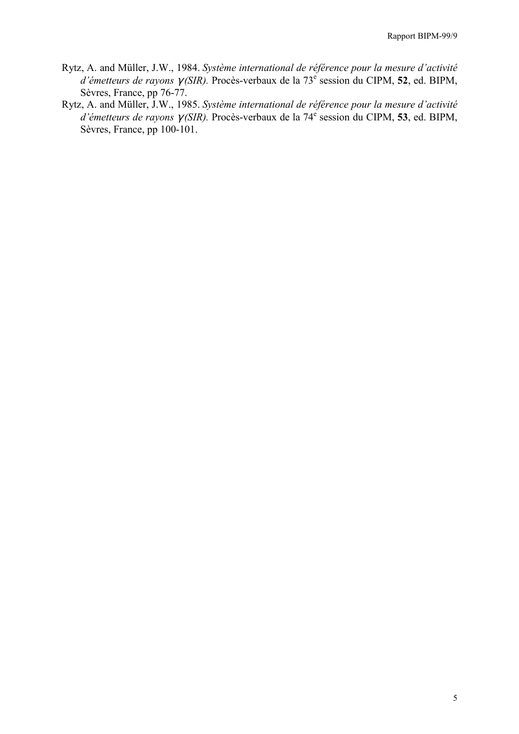Rytz, A. and Müller, J.W., 1984. *Système international de référence pour la mesure d'activité d'émetteurs de rayons γ (SIR).* Procès-verbaux de la 73[e] session du CIPM, **52**, ed. BIPM, Sèvres, France, pp 76-77.

Rytz, A. and Müller, J.W., 1985. *Système international de référence pour la mesure d'activité d'émetteurs de rayons γ (SIR).* Procès-verbaux de la 74[e] session du CIPM, **53**, ed. BIPM, Sèvres, France, pp 100-101.